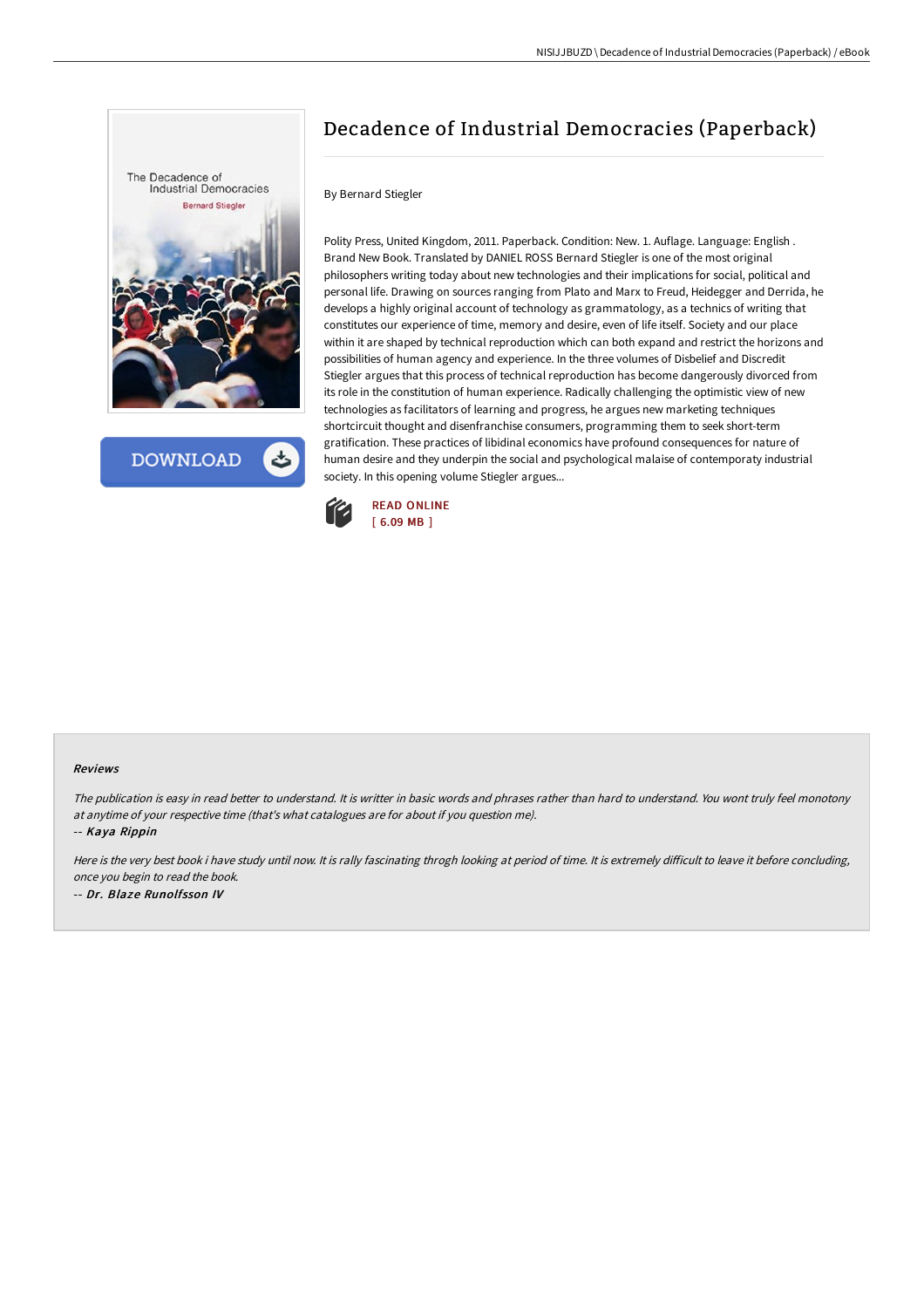# Decadence of Industrial Democracies (Paperback)

By Bernard Stiegler

Polity Press, United Kingdom, 2011. Paperback. Condition: New. 1. Auflage. Language: English . Brand New Book. Translated by DANIEL ROSS Bernard Stiegler is one of the most original philosophers writing today about new technologies and their implications for social, political and personal life. Drawing on sources ranging from Plato and Marx to Freud, Heidegger and Derrida, he develops a highly original account of technology as grammatology, as a technics of writing that constitutes our experience of time, memory and desire, even of life itself. Society and our place within it are shaped by technical reproduction which can both expand and restrict the horizons and possibilities of human agency and experience. In the three volumes of Disbelief and Discredit Stiegler argues that this process of technical reproduction has become dangerously divorced from its role in the constitution of human experience. Radically challenging the optimistic view of new technologies as facilitators of learning and progress, he argues new marketing techniques shortcircuit thought and disenfranchise consumers, programming them to seek short-term gratification. These practices of libidinal economics have profound consequences for nature of human desire and they underpin the social and psychological malaise of contemporaty industrial society. In this opening volume Stiegler argues...

READ ONLINE
[ 6.09 MB ]

### Reviews

*The publication is easy in read better to understand. It is writter in basic words and phrases rather than hard to understand. You wont truly feel monotony at anytime of your respective time (that's what catalogues are for about if you question me).*

*-- Kaya Rippin*

*Here is the very best book i have study until now. It is rally fascinating throgh looking at period of time. It is extremely difficult to leave it before concluding, once you begin to read the book.*

*-- Dr. Blaze Runolfsson IV*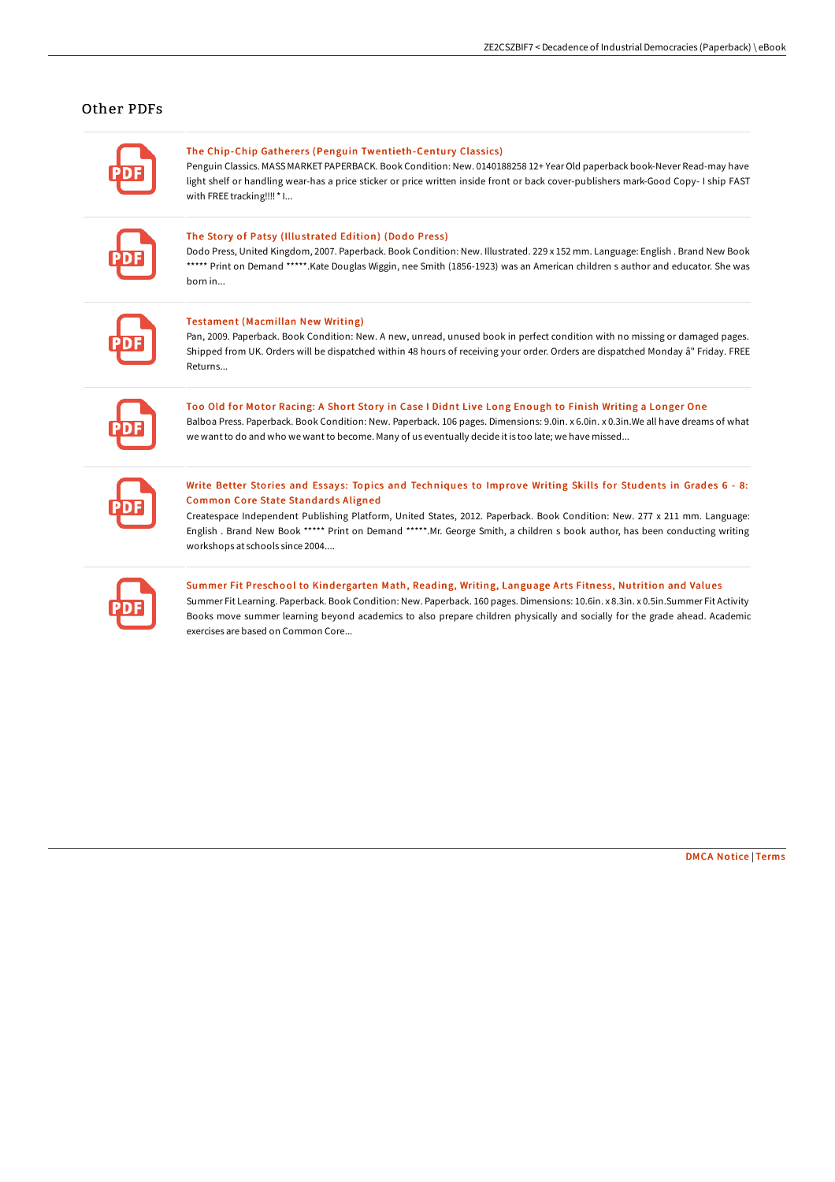## Other PDFs

### The Chip-Chip Gatherers (Penguin Twentieth-Century Classics)

Penguin Classics. MASS MARKET PAPERBACK. Book Condition: New. 0140188258 12+ Year Old paperback book-Never Read-may have light shelf or handling wear-has a price sticker or price written inside front or back cover-publishers mark-Good Copy- I ship FAST with FREE tracking!!!! * I...

### The Story of Patsy (Illustrated Edition) (Dodo Press)

Dodo Press, United Kingdom, 2007. Paperback. Book Condition: New. Illustrated. 229 x 152 mm. Language: English . Brand New Book ***** Print on Demand *****.Kate Douglas Wiggin, nee Smith (1856-1923) was an American children s author and educator. She was born in...

### Testament (Macmillan New Writing)

Pan, 2009. Paperback. Book Condition: New. A new, unread, unused book in perfect condition with no missing or damaged pages. Shipped from UK. Orders will be dispatched within 48 hours of receiving your order. Orders are dispatched Monday â" Friday. FREE Returns...

### Too Old for Motor Racing: A Short Story in Case I Didnt Live Long Enough to Finish Writing a Longer One

Balboa Press. Paperback. Book Condition: New. Paperback. 106 pages. Dimensions: 9.0in. x 6.0in. x 0.3in.We all have dreams of what we want to do and who we want to become. Many of us eventually decide it is too late; we have missed...

### Write Better Stories and Essays: Topics and Techniques to Improve Writing Skills for Students in Grades 6 - 8: Common Core State Standards Aligned

Createspace Independent Publishing Platform, United States, 2012. Paperback. Book Condition: New. 277 x 211 mm. Language: English . Brand New Book ***** Print on Demand *****.Mr. George Smith, a children s book author, has been conducting writing workshops at schools since 2004....

### Summer Fit Preschool to Kindergarten Math, Reading, Writing, Language Arts Fitness, Nutrition and Values

Summer Fit Learning. Paperback. Book Condition: New. Paperback. 160 pages. Dimensions: 10.6in. x 8.3in. x 0.5in.Summer Fit Activity Books move summer learning beyond academics to also prepare children physically and socially for the grade ahead. Academic exercises are based on Common Core...